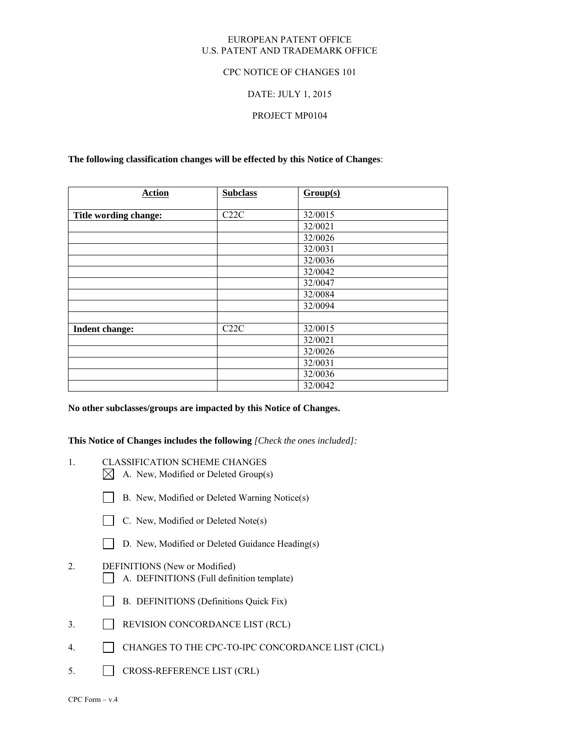EUROPEAN PATENT OFFICE
U.S. PATENT AND TRADEMARK OFFICE

CPC NOTICE OF CHANGES 101

DATE: JULY 1, 2015

PROJECT MP0104

**The following classification changes will be effected by this Notice of Changes**:

| Action | Subclass | Group(s) |
|---|---|---|
| **Title wording change:** | C22C | 32/0015 |
| | | 32/0021 |
| | | 32/0026 |
| | | 32/0031 |
| | | 32/0036 |
| | | 32/0042 |
| | | 32/0047 |
| | | 32/0084 |
| | | 32/0094 |
| | | |
| **Indent change:** | C22C | 32/0015 |
| | | 32/0021 |
| | | 32/0026 |
| | | 32/0031 |
| | | 32/0036 |
| | | 32/0042 |

**No other subclasses/groups are impacted by this Notice of Changes.**

**This Notice of Changes includes the following** *[Check the ones included]:*

1. CLASSIFICATION SCHEME CHANGES
   - [X] A. New, Modified or Deleted Group(s)
   - [ ] B. New, Modified or Deleted Warning Notice(s)
   - [ ] C. New, Modified or Deleted Note(s)
   - [ ] D. New, Modified or Deleted Guidance Heading(s)
2. DEFINITIONS (New or Modified)
   - [ ] A. DEFINITIONS (Full definition template)
   - [ ] B. DEFINITIONS (Definitions Quick Fix)
3. [ ] REVISION CONCORDANCE LIST (RCL)
4. [ ] CHANGES TO THE CPC-TO-IPC CONCORDANCE LIST (CICL)
5. [ ] CROSS-REFERENCE LIST (CRL)

CPC Form – v.4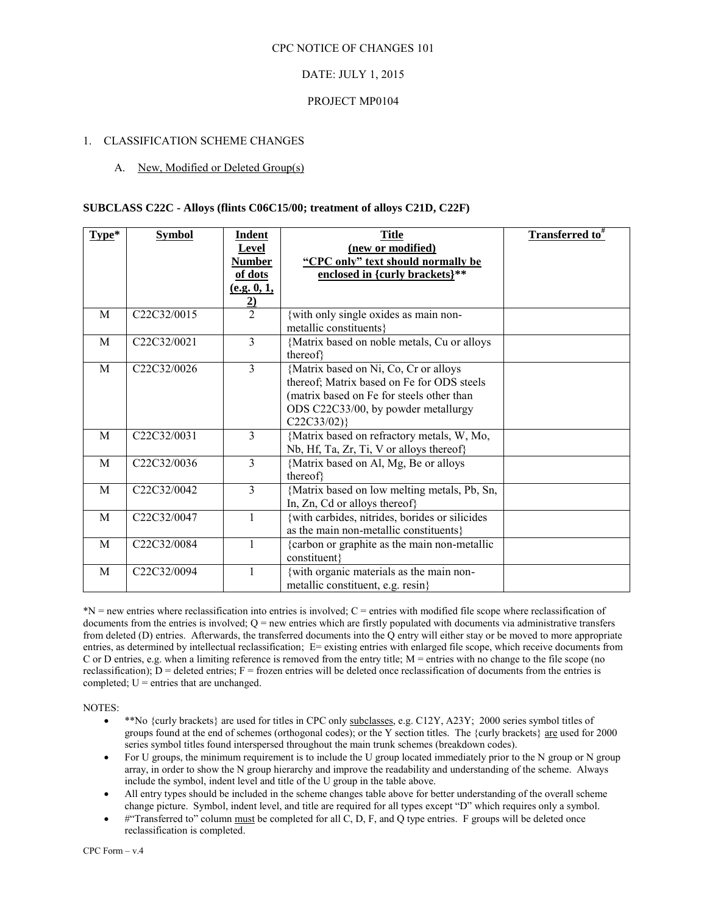CPC NOTICE OF CHANGES 101

DATE: JULY 1, 2015

PROJECT MP0104

1. CLASSIFICATION SCHEME CHANGES

 A. New, Modified or Deleted Group(s)

**SUBCLASS C22C - Alloys (flints C06C15/00; treatment of alloys C21D, C22F)**

| Type* | Symbol | Indent Level Number of dots (e.g. 0, 1, 2) | Title (new or modified) "CPC only" text should normally be enclosed in {curly brackets}** | Transferred to# |
|---|---|---|---|---|
| M | C22C32/0015 | 2 | {with only single oxides as main non-metallic constituents} | |
| M | C22C32/0021 | 3 | {Matrix based on noble metals, Cu or alloys thereof} | |
| M | C22C32/0026 | 3 | {Matrix based on Ni, Co, Cr or alloys thereof; Matrix based on Fe for ODS steels (matrix based on Fe for steels other than ODS C22C33/00, by powder metallurgy C22C33/02)} | |
| M | C22C32/0031 | 3 | {Matrix based on refractory metals, W, Mo, Nb, Hf, Ta, Zr, Ti, V or alloys thereof} | |
| M | C22C32/0036 | 3 | {Matrix based on Al, Mg, Be or alloys thereof} | |
| M | C22C32/0042 | 3 | {Matrix based on low melting metals, Pb, Sn, In, Zn, Cd or alloys thereof} | |
| M | C22C32/0047 | 1 | {with carbides, nitrides, borides or silicides as the main non-metallic constituents} | |
| M | C22C32/0084 | 1 | {carbon or graphite as the main non-metallic constituent} | |
| M | C22C32/0094 | 1 | {with organic materials as the main non-metallic constituent, e.g. resin} | |

*N = new entries where reclassification into entries is involved; C = entries with modified file scope where reclassification of documents from the entries is involved; Q = new entries which are firstly populated with documents via administrative transfers from deleted (D) entries. Afterwards, the transferred documents into the Q entry will either stay or be moved to more appropriate entries, as determined by intellectual reclassification; E= existing entries with enlarged file scope, which receive documents from C or D entries, e.g. when a limiting reference is removed from the entry title; M = entries with no change to the file scope (no reclassification); D = deleted entries; F = frozen entries will be deleted once reclassification of documents from the entries is completed; U = entries that are unchanged.

NOTES:

- **No {curly brackets} are used for titles in CPC only subclasses, e.g. C12Y, A23Y; 2000 series symbol titles of groups found at the end of schemes (orthogonal codes); or the Y section titles. The {curly brackets} are used for 2000 series symbol titles found interspersed throughout the main trunk schemes (breakdown codes).
- For U groups, the minimum requirement is to include the U group located immediately prior to the N group or N group array, in order to show the N group hierarchy and improve the readability and understanding of the scheme. Always include the symbol, indent level and title of the U group in the table above.
- All entry types should be included in the scheme changes table above for better understanding of the overall scheme change picture. Symbol, indent level, and title are required for all types except "D" which requires only a symbol.
- #"Transferred to" column must be completed for all C, D, F, and Q type entries. F groups will be deleted once reclassification is completed.

CPC Form – v.4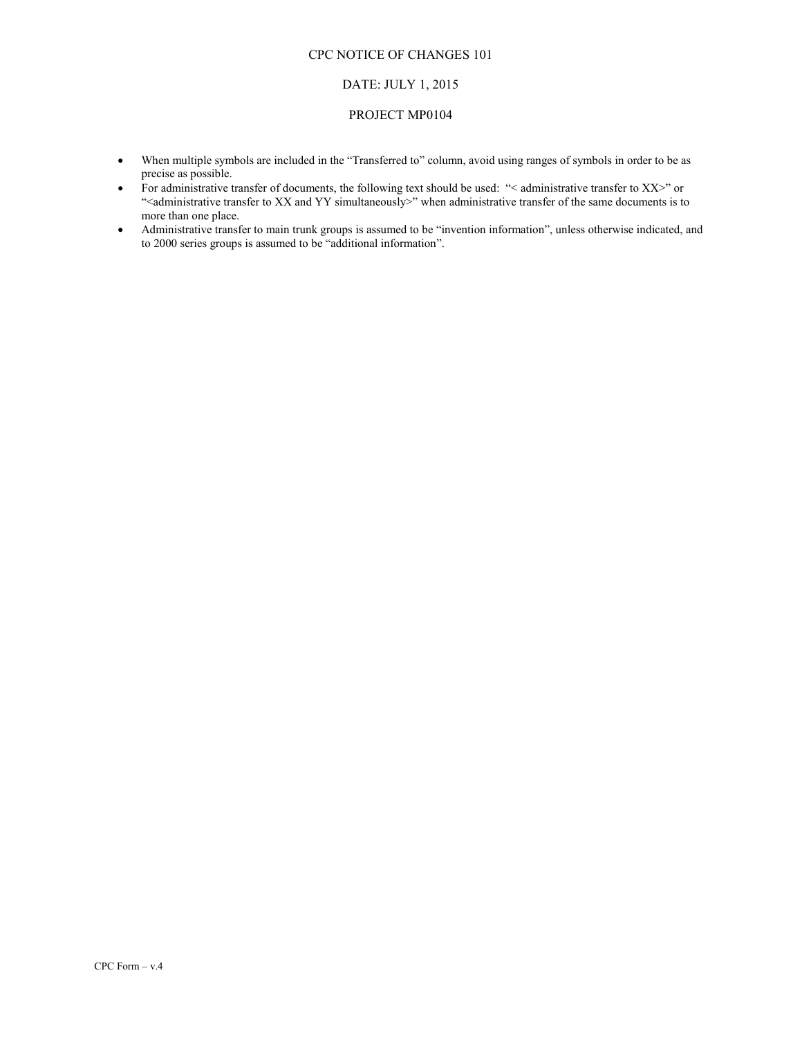- When multiple symbols are included in the "Transferred to" column, avoid using ranges of symbols in order to be as precise as possible.
- For administrative transfer of documents, the following text should be used: "< administrative transfer to XX>" or "<administrative transfer to XX and YY simultaneously>" when administrative transfer of the same documents is to more than one place.
- Administrative transfer to main trunk groups is assumed to be "invention information", unless otherwise indicated, and to 2000 series groups is assumed to be "additional information".